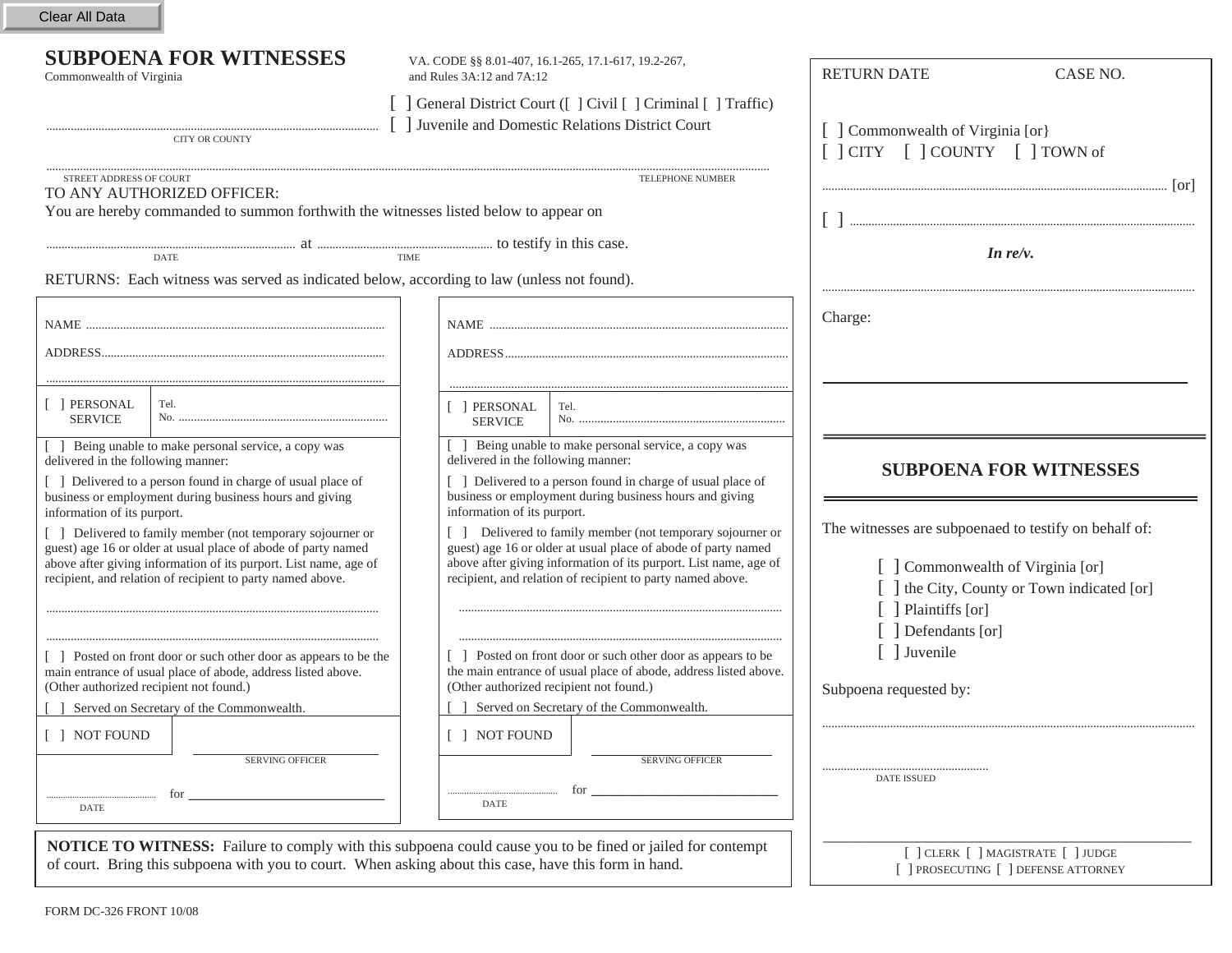# SUBPOENA FOR WITNESSES

Commonwealth of Virginia

VA. CODE §§ 8.01-407, 16.1-265, 17.1-617, 19.2-267, and Rules 3A:12 and 7A:12

[ ] General District Court ([ ] Civil [ ] Criminal [ ] Traffic)
[ ] Juvenile and Domestic Relations District Court

.............................................................................................................
CITY OR COUNTY

.............................................................................................................
STREET ADDRESS OF COURT — TELEPHONE NUMBER

TO ANY AUTHORIZED OFFICER:

You are hereby commanded to summon forthwith the witnesses listed below to appear on

.................................................. at .................................................. to testify in this case.
DATE — TIME

RETURNS: Each witness was served as indicated below, according to law (unless not found).

NAME .............................................................................................

ADDRESS.........................................................................................

.............................................................................................................

[ ] PERSONAL SERVICE — Tel. No. ...................................................................

[ ] Being unable to make personal service, a copy was delivered in the following manner:

[ ] Delivered to a person found in charge of usual place of business or employment during business hours and giving information of its purport.

[ ] Delivered to family member (not temporary sojourner or guest) age 16 or older at usual place of abode of party named above after giving information of its purport. List name, age of recipient, and relation of recipient to party named above.

.............................................................................................................

.............................................................................................................

[ ] Posted on front door or such other door as appears to be the main entrance of usual place of abode, address listed above. (Other authorized recipient not found.)

[ ] Served on Secretary of the Commonwealth.

[ ] NOT FOUND

______________________________
SERVING OFFICER

.............................. for ______________________________
DATE

NAME .............................................................................................

ADDRESS.........................................................................................

.............................................................................................................

[ ] PERSONAL SERVICE — Tel. No. ...................................................................

[ ] Being unable to make personal service, a copy was delivered in the following manner:

[ ] Delivered to a person found in charge of usual place of business or employment during business hours and giving information of its purport.

[ ] Delivered to family member (not temporary sojourner or guest) age 16 or older at usual place of abode of party named above after giving information of its purport. List name, age of recipient, and relation of recipient to party named above.

.............................................................................................................

.............................................................................................................

[ ] Posted on front door or such other door as appears to be the main entrance of usual place of abode, address listed above. (Other authorized recipient not found.)

[ ] Served on Secretary of the Commonwealth.

[ ] NOT FOUND

______________________________
SERVING OFFICER

.............................. for ______________________________
DATE

**NOTICE TO WITNESS:** Failure to comply with this subpoena could cause you to be fined or jailed for contempt of court. Bring this subpoena with you to court. When asking about this case, have this form in hand.

FORM DC-326 FRONT 10/08

RETURN DATE — CASE NO.

[ ] Commonwealth of Virginia [or}
[ ] CITY [ ] COUNTY [ ] TOWN of

............................................................................................................. [or]

[ ] .............................................................................................................

***In re/v.***

.............................................................................................................

Charge:

______________________________________________

## SUBPOENA FOR WITNESSES

The witnesses are subpoenaed to testify on behalf of:

[ ] Commonwealth of Virginia [or]
[ ] the City, County or Town indicated [or]
[ ] Plaintiffs [or]
[ ] Defendants [or]
[ ] Juvenile

Subpoena requested by:

.............................................................................................................

..................................................
DATE ISSUED

______________________________________________
[ ] CLERK [ ] MAGISTRATE [ ] JUDGE
[ ] PROSECUTING [ ] DEFENSE ATTORNEY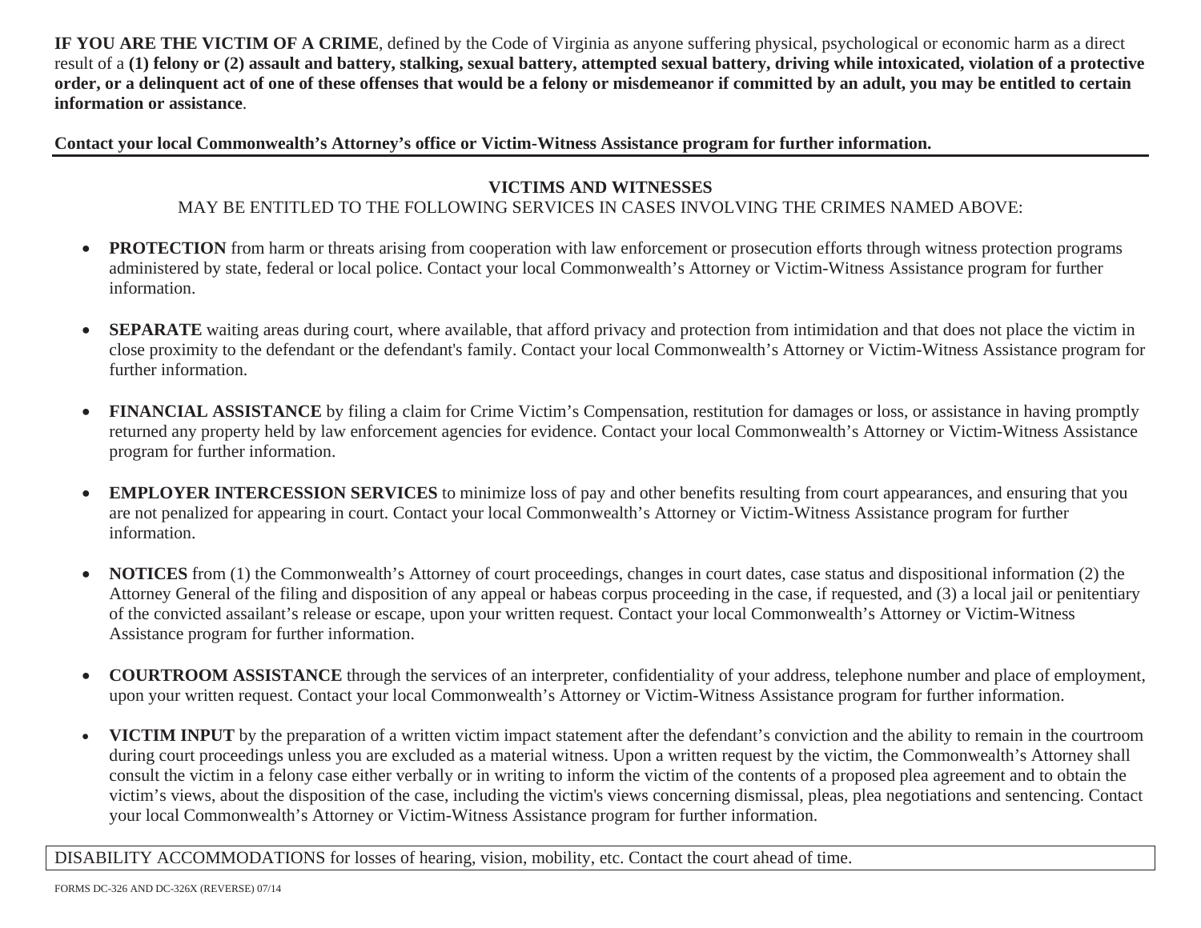**IF YOU ARE THE VICTIM OF A CRIME**, defined by the Code of Virginia as anyone suffering physical, psychological or economic harm as a direct result of a **(1) felony or (2) assault and battery, stalking, sexual battery, attempted sexual battery, driving while intoxicated, violation of a protective order, or a delinquent act of one of these offenses that would be a felony or misdemeanor if committed by an adult, you may be entitled to certain information or assistance**.

**Contact your local Commonwealth's Attorney's office or Victim-Witness Assistance program for further information.**

---

**VICTIMS AND WITNESSES**

MAY BE ENTITLED TO THE FOLLOWING SERVICES IN CASES INVOLVING THE CRIMES NAMED ABOVE:

- **PROTECTION** from harm or threats arising from cooperation with law enforcement or prosecution efforts through witness protection programs administered by state, federal or local police. Contact your local Commonwealth's Attorney or Victim-Witness Assistance program for further information.

- **SEPARATE** waiting areas during court, where available, that afford privacy and protection from intimidation and that does not place the victim in close proximity to the defendant or the defendant's family. Contact your local Commonwealth's Attorney or Victim-Witness Assistance program for further information.

- **FINANCIAL ASSISTANCE** by filing a claim for Crime Victim's Compensation, restitution for damages or loss, or assistance in having promptly returned any property held by law enforcement agencies for evidence. Contact your local Commonwealth's Attorney or Victim-Witness Assistance program for further information.

- **EMPLOYER INTERCESSION SERVICES** to minimize loss of pay and other benefits resulting from court appearances, and ensuring that you are not penalized for appearing in court. Contact your local Commonwealth's Attorney or Victim-Witness Assistance program for further information.

- **NOTICES** from (1) the Commonwealth's Attorney of court proceedings, changes in court dates, case status and dispositional information (2) the Attorney General of the filing and disposition of any appeal or habeas corpus proceeding in the case, if requested, and (3) a local jail or penitentiary of the convicted assailant's release or escape, upon your written request. Contact your local Commonwealth's Attorney or Victim-Witness Assistance program for further information.

- **COURTROOM ASSISTANCE** through the services of an interpreter, confidentiality of your address, telephone number and place of employment, upon your written request. Contact your local Commonwealth's Attorney or Victim-Witness Assistance program for further information.

- **VICTIM INPUT** by the preparation of a written victim impact statement after the defendant's conviction and the ability to remain in the courtroom during court proceedings unless you are excluded as a material witness. Upon a written request by the victim, the Commonwealth's Attorney shall consult the victim in a felony case either verbally or in writing to inform the victim of the contents of a proposed plea agreement and to obtain the victim's views, about the disposition of the case, including the victim's views concerning dismissal, pleas, plea negotiations and sentencing. Contact your local Commonwealth's Attorney or Victim-Witness Assistance program for further information.

DISABILITY ACCOMMODATIONS for losses of hearing, vision, mobility, etc. Contact the court ahead of time.

FORMS DC-326 AND DC-326X (REVERSE) 07/14